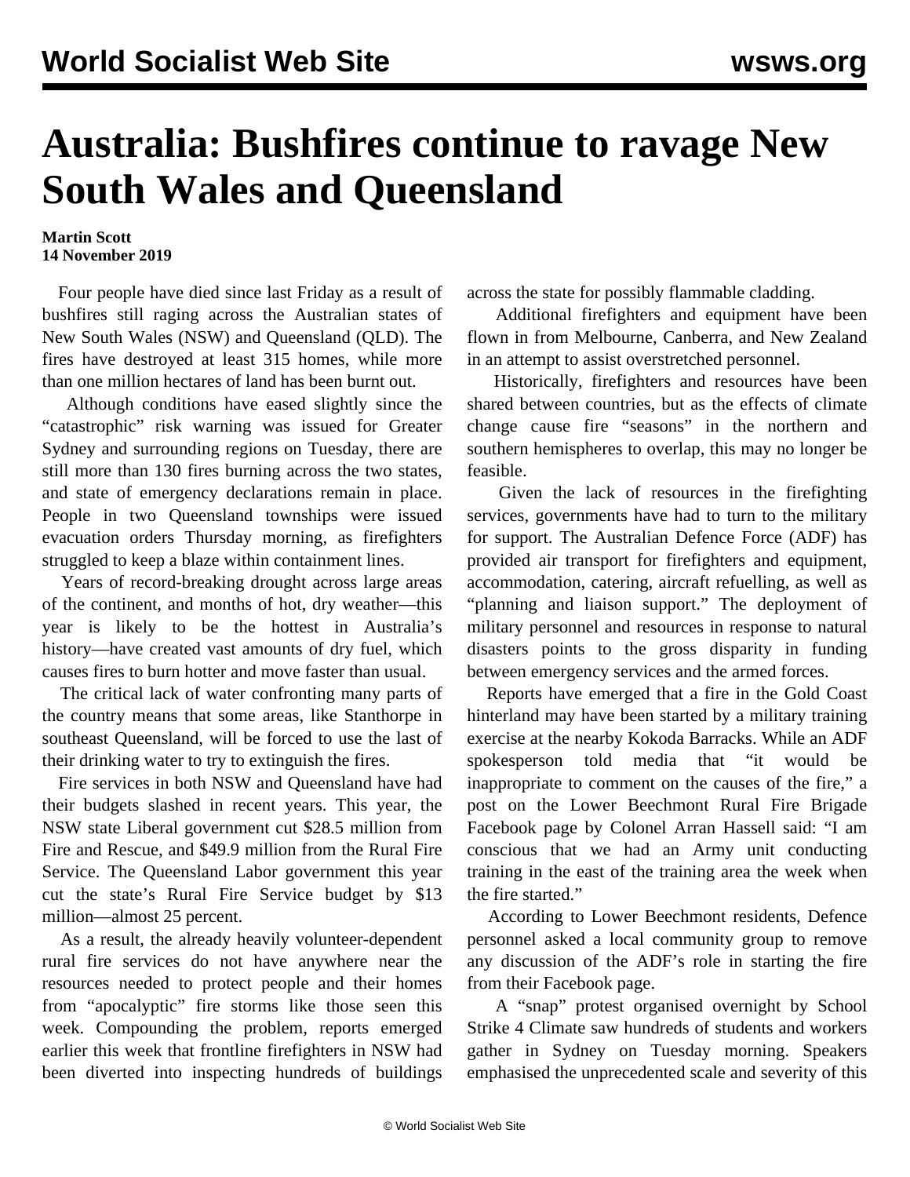# Australia: Bushfires continue to ravage New South Wales and Queensland

**Martin Scott**
**14 November 2019**

Four people have died since last Friday as a result of bushfires still raging across the Australian states of New South Wales (NSW) and Queensland (QLD). The fires have destroyed at least 315 homes, while more than one million hectares of land has been burnt out.

Although conditions have eased slightly since the "catastrophic" risk warning was issued for Greater Sydney and surrounding regions on Tuesday, there are still more than 130 fires burning across the two states, and state of emergency declarations remain in place. People in two Queensland townships were issued evacuation orders Thursday morning, as firefighters struggled to keep a blaze within containment lines.

Years of record-breaking drought across large areas of the continent, and months of hot, dry weather—this year is likely to be the hottest in Australia's history—have created vast amounts of dry fuel, which causes fires to burn hotter and move faster than usual.

The critical lack of water confronting many parts of the country means that some areas, like Stanthorpe in southeast Queensland, will be forced to use the last of their drinking water to try to extinguish the fires.

Fire services in both NSW and Queensland have had their budgets slashed in recent years. This year, the NSW state Liberal government cut $28.5 million from Fire and Rescue, and $49.9 million from the Rural Fire Service. The Queensland Labor government this year cut the state's Rural Fire Service budget by $13 million—almost 25 percent.

As a result, the already heavily volunteer-dependent rural fire services do not have anywhere near the resources needed to protect people and their homes from "apocalyptic" fire storms like those seen this week. Compounding the problem, reports emerged earlier this week that frontline firefighters in NSW had been diverted into inspecting hundreds of buildings across the state for possibly flammable cladding.

Additional firefighters and equipment have been flown in from Melbourne, Canberra, and New Zealand in an attempt to assist overstretched personnel.

Historically, firefighters and resources have been shared between countries, but as the effects of climate change cause fire "seasons" in the northern and southern hemispheres to overlap, this may no longer be feasible.

Given the lack of resources in the firefighting services, governments have had to turn to the military for support. The Australian Defence Force (ADF) has provided air transport for firefighters and equipment, accommodation, catering, aircraft refuelling, as well as "planning and liaison support." The deployment of military personnel and resources in response to natural disasters points to the gross disparity in funding between emergency services and the armed forces.

Reports have emerged that a fire in the Gold Coast hinterland may have been started by a military training exercise at the nearby Kokoda Barracks. While an ADF spokesperson told media that "it would be inappropriate to comment on the causes of the fire," a post on the Lower Beechmont Rural Fire Brigade Facebook page by Colonel Arran Hassell said: "I am conscious that we had an Army unit conducting training in the east of the training area the week when the fire started."

According to Lower Beechmont residents, Defence personnel asked a local community group to remove any discussion of the ADF's role in starting the fire from their Facebook page.

A "snap" protest organised overnight by School Strike 4 Climate saw hundreds of students and workers gather in Sydney on Tuesday morning. Speakers emphasised the unprecedented scale and severity of this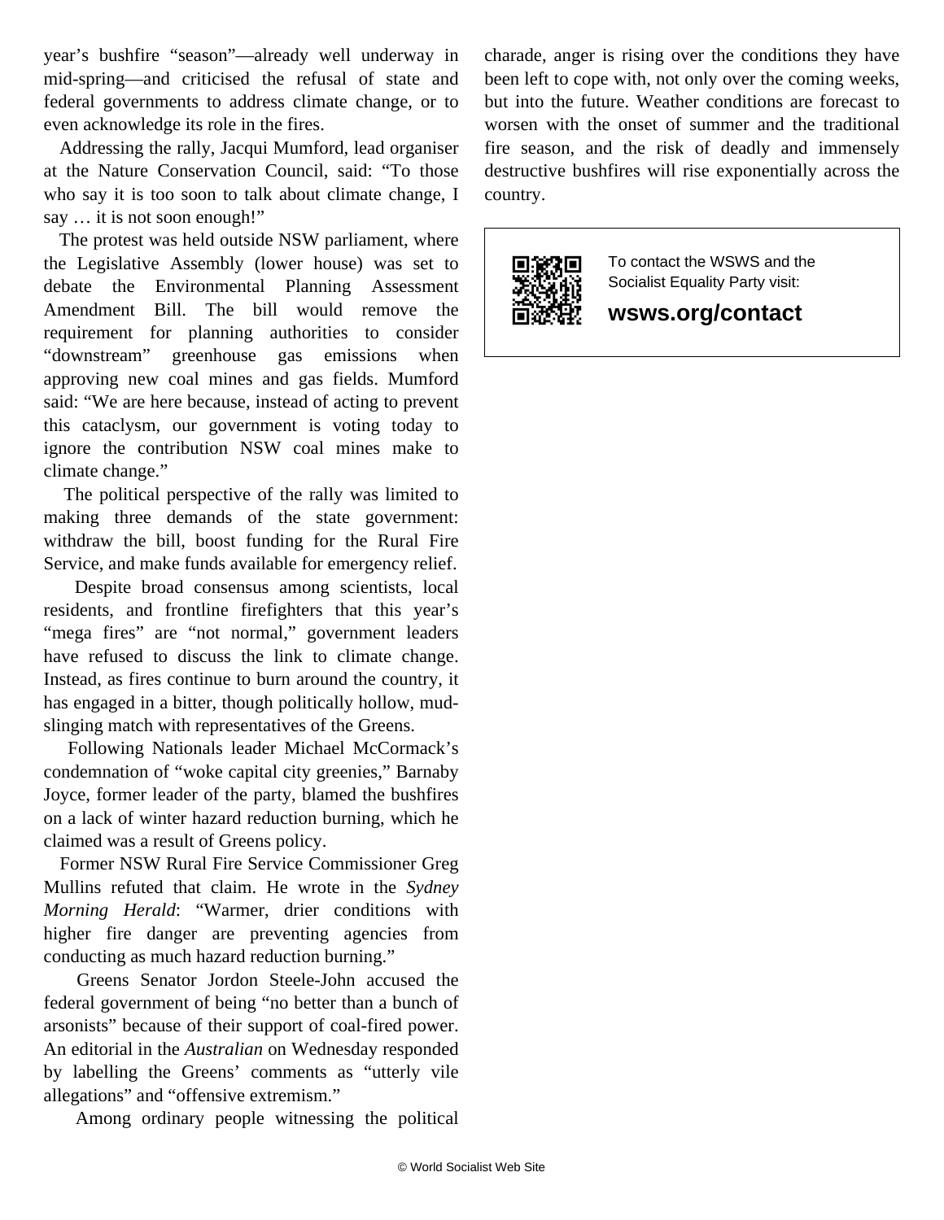year's bushfire "season"—already well underway in mid-spring—and criticised the refusal of state and federal governments to address climate change, or to even acknowledge its role in the fires.

Addressing the rally, Jacqui Mumford, lead organiser at the Nature Conservation Council, said: "To those who say it is too soon to talk about climate change, I say … it is not soon enough!"

The protest was held outside NSW parliament, where the Legislative Assembly (lower house) was set to debate the Environmental Planning Assessment Amendment Bill. The bill would remove the requirement for planning authorities to consider "downstream" greenhouse gas emissions when approving new coal mines and gas fields. Mumford said: "We are here because, instead of acting to prevent this cataclysm, our government is voting today to ignore the contribution NSW coal mines make to climate change."

The political perspective of the rally was limited to making three demands of the state government: withdraw the bill, boost funding for the Rural Fire Service, and make funds available for emergency relief.

Despite broad consensus among scientists, local residents, and frontline firefighters that this year's "mega fires" are "not normal," government leaders have refused to discuss the link to climate change. Instead, as fires continue to burn around the country, it has engaged in a bitter, though politically hollow, mud-slinging match with representatives of the Greens.

Following Nationals leader Michael McCormack's condemnation of "woke capital city greenies," Barnaby Joyce, former leader of the party, blamed the bushfires on a lack of winter hazard reduction burning, which he claimed was a result of Greens policy.

Former NSW Rural Fire Service Commissioner Greg Mullins refuted that claim. He wrote in the *Sydney Morning Herald*: "Warmer, drier conditions with higher fire danger are preventing agencies from conducting as much hazard reduction burning."

Greens Senator Jordon Steele-John accused the federal government of being "no better than a bunch of arsonists" because of their support of coal-fired power. An editorial in the *Australian* on Wednesday responded by labelling the Greens' comments as "utterly vile allegations" and "offensive extremism."

Among ordinary people witnessing the political charade, anger is rising over the conditions they have been left to cope with, not only over the coming weeks, but into the future. Weather conditions are forecast to worsen with the onset of summer and the traditional fire season, and the risk of deadly and immensely destructive bushfires will rise exponentially across the country.

To contact the WSWS and the Socialist Equality Party visit:

**wsws.org/contact**